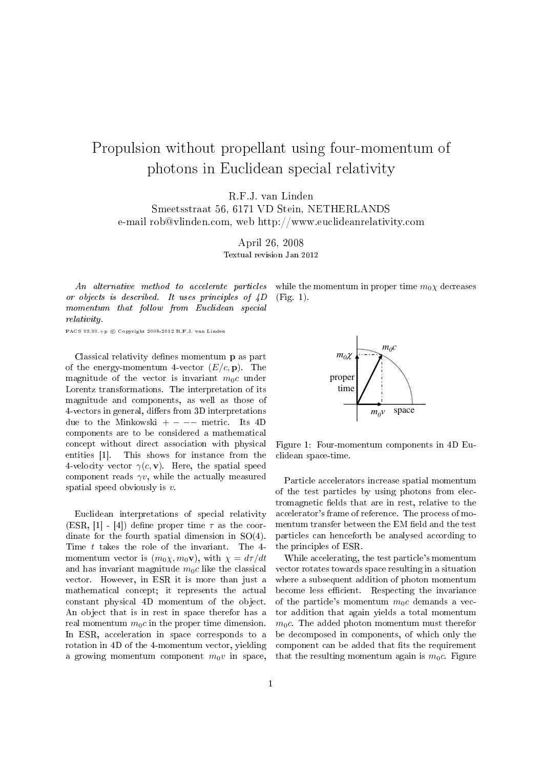# Propulsion without propellant using four-momentum of photons in Euclidean special relativity

R.F.J. van Linden

Smeetsstraat 56, 6171 VD Stein, NETHERLANDS

e-mail rob@vlinden.com, web http://www.euclideanrelativity.com

April 26, 2008

Textual revision Jan 2012

*An alternative method to accelerate particles or objects is described. It uses principles of 4D momentum that follow from Euclidean special relativity.*

PACS 03.30.+p © Copyright 2008-2012 R.F.J. van Linden

Classical relativity defines momentum $\mathbf{p}$ as part of the energy-momentum 4-vector $(E/c, \mathbf{p})$. The magnitude of the vector is invariant $m_0c$ under Lorentz transformations. The interpretation of its magnitude and components, as well as those of 4-vectors in general, differs from 3D interpretations due to the Minkowski $+ - --$ metric. Its 4D components are to be considered a mathematical concept without direct association with physical entities [1]. This shows for instance from the 4-velocity vector $\gamma(c, \mathbf{v})$. Here, the spatial speed component reads $\gamma v$, while the actually measured spatial speed obviously is $v$.

Euclidean interpretations of special relativity (ESR, [1] - [4]) define proper time $\tau$ as the coordinate for the fourth spatial dimension in SO(4). Time $t$ takes the role of the invariant. The 4-momentum vector is $(m_0\chi, m_0\mathbf{v})$, with $\chi = d\tau/dt$ and has invariant magnitude $m_0c$ like the classical vector. However, in ESR it is more than just a mathematical concept; it represents the actual constant physical 4D momentum of the object. An object that is in rest in space therefor has a real momentum $m_0c$ in the proper time dimension. In ESR, acceleration in space corresponds to a rotation in 4D of the 4-momentum vector, yielding a growing momentum component $m_0v$ in space, while the momentum in proper time $m_0\chi$ decreases (Fig. 1).

Figure 1: Four-momentum components in 4D Euclidean space-time.

Particle accelerators increase spatial momentum of the test particles by using photons from electromagnetic fields that are in rest, relative to the accelerator's frame of reference. The process of momentum transfer between the EM field and the test particles can henceforth be analysed according to the principles of ESR.

While accelerating, the test particle's momentum vector rotates towards space resulting in a situation where a subsequent addition of photon momentum become less efficient. Respecting the invariance of the particle's momentum $m_0c$ demands a vector addition that again yields a total momentum $m_0c$. The added photon momentum must therefor be decomposed in components, of which only the component can be added that fits the requirement that the resulting momentum again is $m_0c$. Figure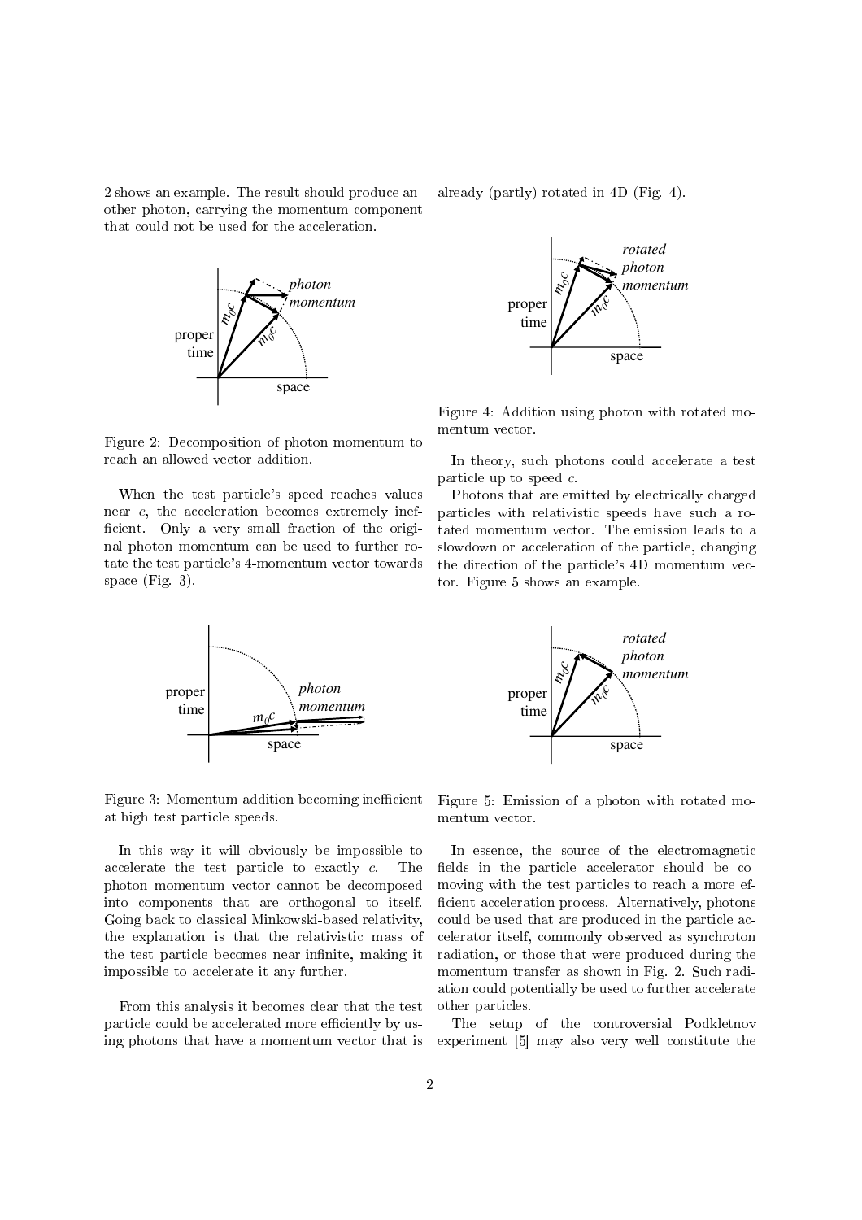2 shows an example. The result should produce another photon, carrying the momentum component that could not be used for the acceleration.

Figure 2: Decomposition of photon momentum to reach an allowed vector addition.

When the test particle's speed reaches values near $c$, the acceleration becomes extremely inefficient. Only a very small fraction of the original photon momentum can be used to further rotate the test particle's 4-momentum vector towards space (Fig. 3).

Figure 3: Momentum addition becoming inefficient at high test particle speeds.

In this way it will obviously be impossible to accelerate the test particle to exactly $c$. The photon momentum vector cannot be decomposed into components that are orthogonal to itself. Going back to classical Minkowski-based relativity, the explanation is that the relativistic mass of the test particle becomes near-infinite, making it impossible to accelerate it any further.

From this analysis it becomes clear that the test particle could be accelerated more efficiently by using photons that have a momentum vector that is already (partly) rotated in 4D (Fig. 4).

Figure 4: Addition using photon with rotated momentum vector.

In theory, such photons could accelerate a test particle up to speed $c$.

Photons that are emitted by electrically charged particles with relativistic speeds have such a rotated momentum vector. The emission leads to a slowdown or acceleration of the particle, changing the direction of the particle's 4D momentum vector. Figure 5 shows an example.

Figure 5: Emission of a photon with rotated momentum vector.

In essence, the source of the electromagnetic fields in the particle accelerator should be comoving with the test particles to reach a more efficient acceleration process. Alternatively, photons could be used that are produced in the particle accelerator itself, commonly observed as synchroton radiation, or those that were produced during the momentum transfer as shown in Fig. 2. Such radiation could potentially be used to further accelerate other particles.

The setup of the controversial Podkletnov experiment [5] may also very well constitute the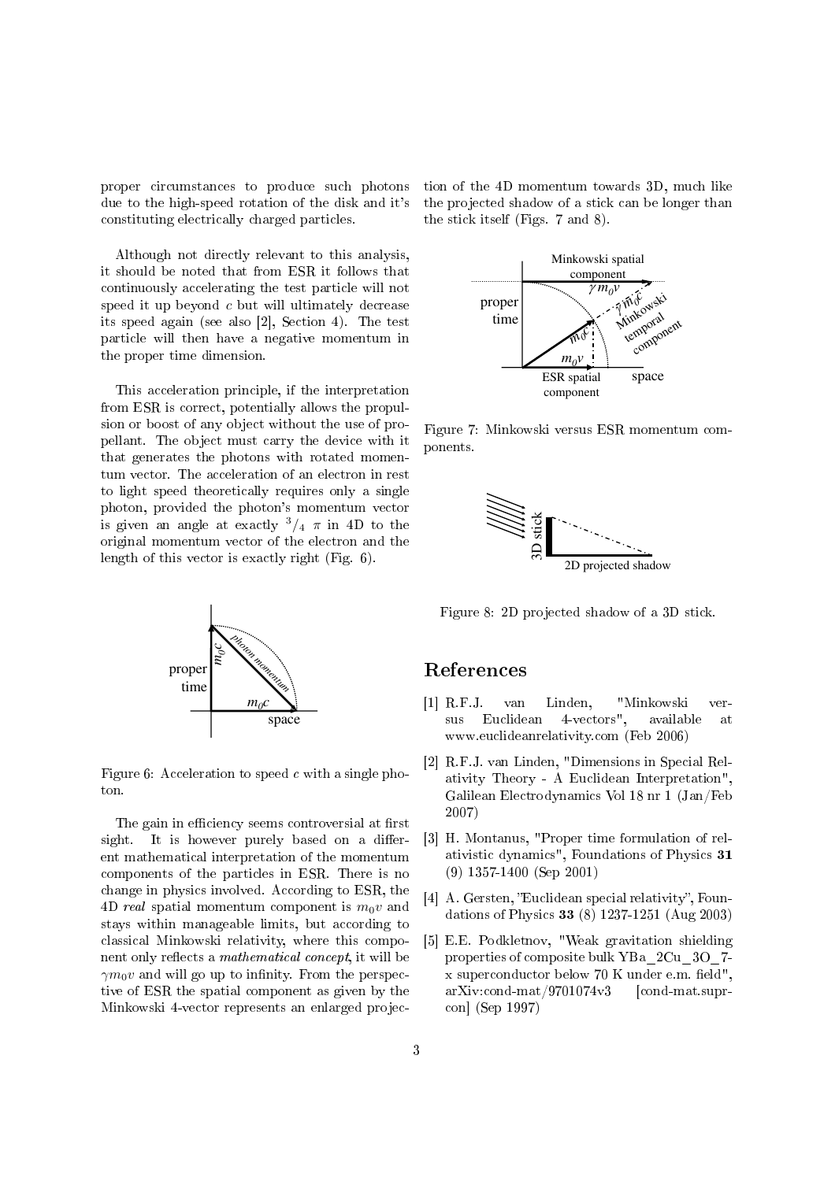proper circumstances to produce such photons due to the high-speed rotation of the disk and it's constituting electrically charged particles.

Although not directly relevant to this analysis, it should be noted that from ESR it follows that continuously accelerating the test particle will not speed it up beyond $c$ but will ultimately decrease its speed again (see also [2], Section 4). The test particle will then have a negative momentum in the proper time dimension.

This acceleration principle, if the interpretation from ESR is correct, potentially allows the propulsion or boost of any object without the use of propellant. The object must carry the device with it that generates the photons with rotated momentum vector. The acceleration of an electron in rest to light speed theoretically requires only a single photon, provided the photon's momentum vector is given an angle at exactly $^3/_4\ \pi$ in 4D to the original momentum vector of the electron and the length of this vector is exactly right (Fig. 6).

proper time

$m_0c$

photon momentum

$m_0c$

space

Figure 6: Acceleration to speed $c$ with a single photon.

The gain in efficiency seems controversial at first sight. It is however purely based on a different mathematical interpretation of the momentum components of the particles in ESR. There is no change in physics involved. According to ESR, the 4D *real* spatial momentum component is $m_0v$ and stays within manageable limits, but according to classical Minkowski relativity, where this component only reflects a *mathematical concept*, it will be $\gamma m_0 v$ and will go up to infinity. From the perspective of ESR the spatial component as given by the Minkowski 4-vector represents an enlarged projection of the 4D momentum towards 3D, much like the projected shadow of a stick can be longer than the stick itself (Figs. 7 and 8).

Minkowski spatial component

$\gamma m_0v$

$\gamma m_0c$

Minkowski temporal component

proper time

$m_0c$

$m_0v$

ESR spatial component

space

Figure 7: Minkowski versus ESR momentum components.

3D stick

2D projected shadow

Figure 8: 2D projected shadow of a 3D stick.

## References

[1] R.F.J. van Linden, "Minkowski versus Euclidean 4-vectors", available at www.euclideanrelativity.com (Feb 2006)

[2] R.F.J. van Linden, "Dimensions in Special Relativity Theory - A Euclidean Interpretation", Galilean Electrodynamics Vol 18 nr 1 (Jan/Feb 2007)

[3] H. Montanus, "Proper time formulation of relativistic dynamics", Foundations of Physics **31** (9) 1357-1400 (Sep 2001)

[4] A. Gersten, "Euclidean special relativity", Foundations of Physics **33** (8) 1237-1251 (Aug 2003)

[5] E.E. Podkletnov, "Weak gravitation shielding properties of composite bulk YBa_2Cu_3O_7-x superconductor below 70 K under e.m. field", arXiv:cond-mat/9701074v3 [cond-mat.supr-con] (Sep 1997)